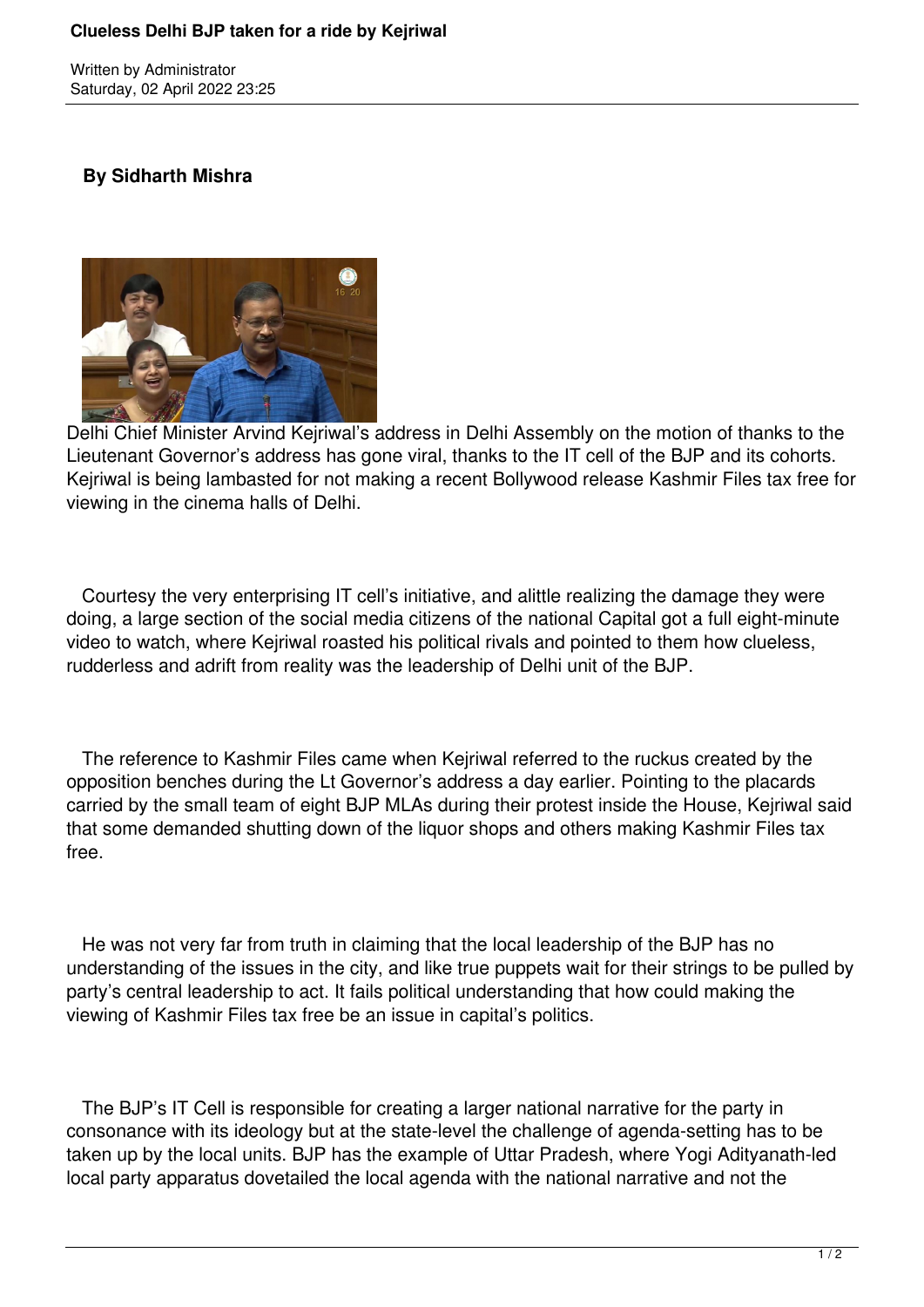# Clueless Delhi BJP taken for a ride by Kejriwal

Written by Administrator
Saturday, 02 April 2022 23:25

**By Sidharth Mishra**

Delhi Chief Minister Arvind Kejriwal's address in Delhi Assembly on the motion of thanks to the Lieutenant Governor's address has gone viral, thanks to the IT cell of the BJP and its cohorts. Kejriwal is being lambasted for not making a recent Bollywood release Kashmir Files tax free for viewing in the cinema halls of Delhi.

Courtesy the very enterprising IT cell's initiative, and alittle realizing the damage they were doing, a large section of the social media citizens of the national Capital got a full eight-minute video to watch, where Kejriwal roasted his political rivals and pointed to them how clueless, rudderless and adrift from reality was the leadership of Delhi unit of the BJP.

The reference to Kashmir Files came when Kejriwal referred to the ruckus created by the opposition benches during the Lt Governor's address a day earlier. Pointing to the placards carried by the small team of eight BJP MLAs during their protest inside the House, Kejriwal said that some demanded shutting down of the liquor shops and others making Kashmir Files tax free.

He was not very far from truth in claiming that the local leadership of the BJP has no understanding of the issues in the city, and like true puppets wait for their strings to be pulled by party's central leadership to act. It fails political understanding that how could making the viewing of Kashmir Files tax free be an issue in capital's politics.

The BJP's IT Cell is responsible for creating a larger national narrative for the party in consonance with its ideology but at the state-level the challenge of agenda-setting has to be taken up by the local units. BJP has the example of Uttar Pradesh, where Yogi Adityanath-led local party apparatus dovetailed the local agenda with the national narrative and not the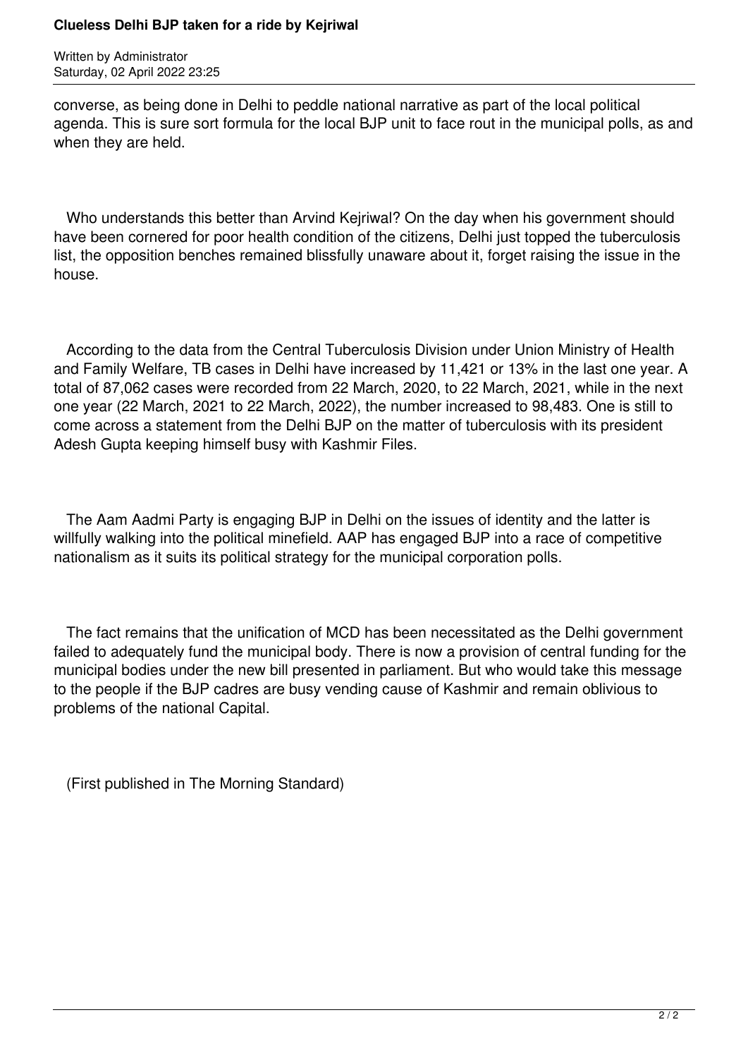converse, as being done in Delhi to peddle national narrative as part of the local political agenda. This is sure sort formula for the local BJP unit to face rout in the municipal polls, as and when they are held.

Who understands this better than Arvind Kejriwal? On the day when his government should have been cornered for poor health condition of the citizens, Delhi just topped the tuberculosis list, the opposition benches remained blissfully unaware about it, forget raising the issue in the house.

According to the data from the Central Tuberculosis Division under Union Ministry of Health and Family Welfare, TB cases in Delhi have increased by 11,421 or 13% in the last one year. A total of 87,062 cases were recorded from 22 March, 2020, to 22 March, 2021, while in the next one year (22 March, 2021 to 22 March, 2022), the number increased to 98,483. One is still to come across a statement from the Delhi BJP on the matter of tuberculosis with its president Adesh Gupta keeping himself busy with Kashmir Files.

The Aam Aadmi Party is engaging BJP in Delhi on the issues of identity and the latter is willfully walking into the political minefield. AAP has engaged BJP into a race of competitive nationalism as it suits its political strategy for the municipal corporation polls.

The fact remains that the unification of MCD has been necessitated as the Delhi government failed to adequately fund the municipal body. There is now a provision of central funding for the municipal bodies under the new bill presented in parliament. But who would take this message to the people if the BJP cadres are busy vending cause of Kashmir and remain oblivious to problems of the national Capital.

(First published in The Morning Standard)